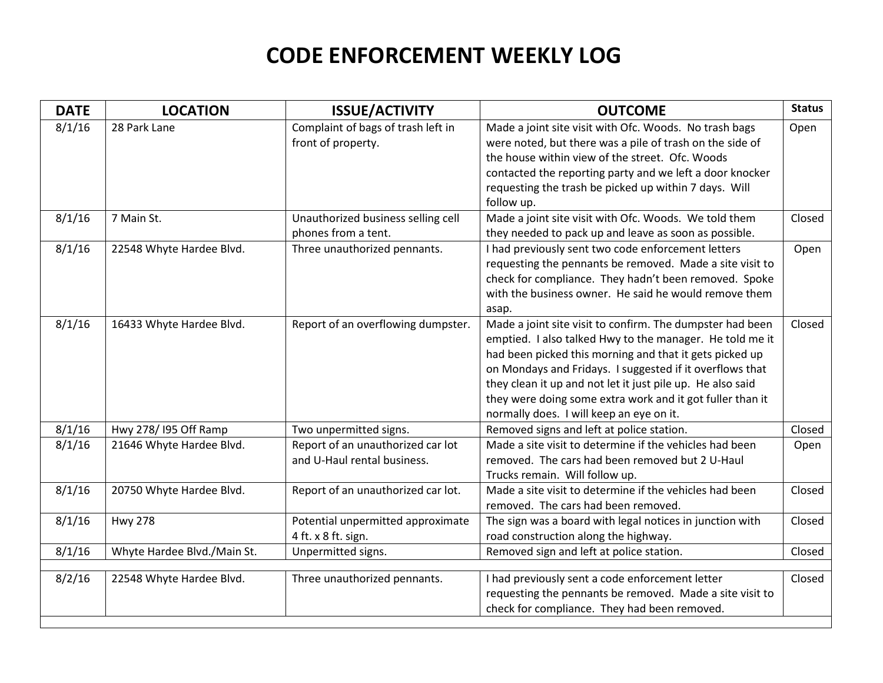# CODE ENFORCEMENT WEEKLY LOG

| DATE | LOCATION | ISSUE/ACTIVITY | OUTCOME | Status |
|---|---|---|---|---|
| 8/1/16 | 28 Park Lane | Complaint of bags of trash left in front of property. | Made a joint site visit with Ofc. Woods. No trash bags were noted, but there was a pile of trash on the side of the house within view of the street. Ofc. Woods contacted the reporting party and we left a door knocker requesting the trash be picked up within 7 days. Will follow up. | Open |
| 8/1/16 | 7 Main St. | Unauthorized business selling cell phones from a tent. | Made a joint site visit with Ofc. Woods. We told them they needed to pack up and leave as soon as possible. | Closed |
| 8/1/16 | 22548 Whyte Hardee Blvd. | Three unauthorized pennants. | I had previously sent two code enforcement letters requesting the pennants be removed. Made a site visit to check for compliance. They hadn't been removed. Spoke with the business owner. He said he would remove them asap. | Open |
| 8/1/16 | 16433 Whyte Hardee Blvd. | Report of an overflowing dumpster. | Made a joint site visit to confirm. The dumpster had been emptied. I also talked Hwy to the manager. He told me it had been picked this morning and that it gets picked up on Mondays and Fridays. I suggested if it overflows that they clean it up and not let it just pile up. He also said they were doing some extra work and it got fuller than it normally does. I will keep an eye on it. | Closed |
| 8/1/16 | Hwy 278/ I95 Off Ramp | Two unpermitted signs. | Removed signs and left at police station. | Closed |
| 8/1/16 | 21646 Whyte Hardee Blvd. | Report of an unauthorized car lot and U-Haul rental business. | Made a site visit to determine if the vehicles had been removed. The cars had been removed but 2 U-Haul Trucks remain. Will follow up. | Open |
| 8/1/16 | 20750 Whyte Hardee Blvd. | Report of an unauthorized car lot. | Made a site visit to determine if the vehicles had been removed. The cars had been removed. | Closed |
| 8/1/16 | Hwy 278 | Potential unpermitted approximate 4 ft. x 8 ft. sign. | The sign was a board with legal notices in junction with road construction along the highway. | Closed |
| 8/1/16 | Whyte Hardee Blvd./Main St. | Unpermitted signs. | Removed sign and left at police station. | Closed |
| | | | | |
| 8/2/16 | 22548 Whyte Hardee Blvd. | Three unauthorized pennants. | I had previously sent a code enforcement letter requesting the pennants be removed. Made a site visit to check for compliance. They had been removed. | Closed |
| | | | | |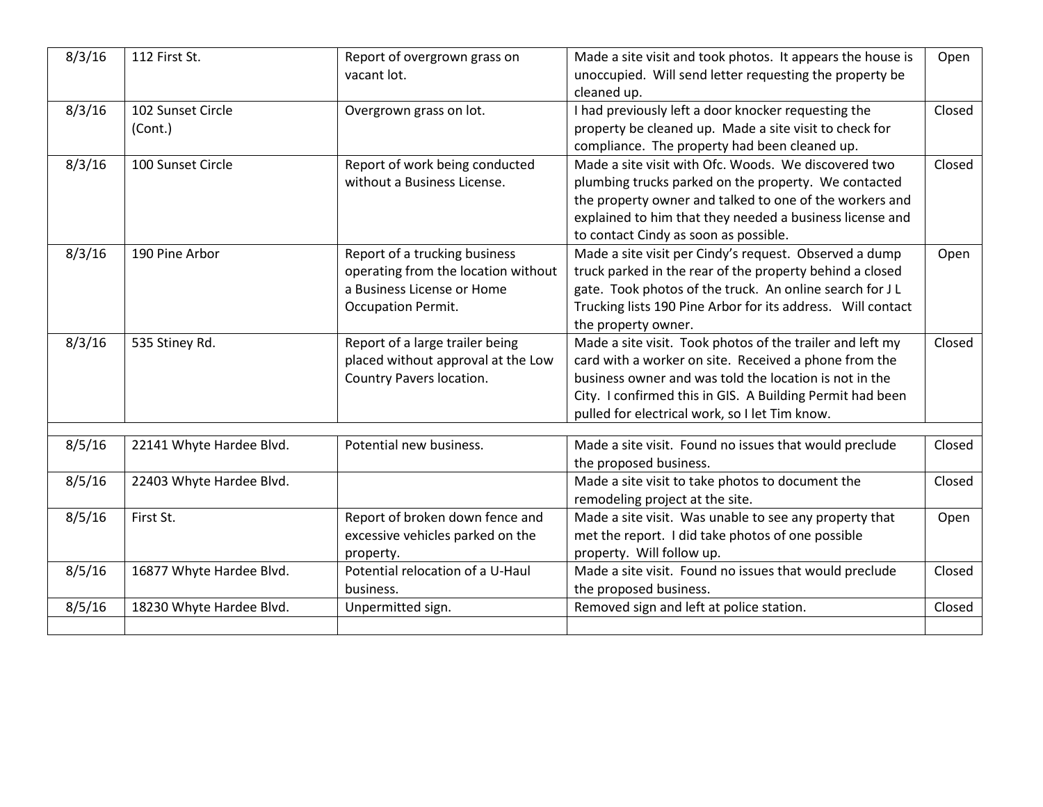| | | | | |
|---|---|---|---|---|
| 8/3/16 | 112 First St. | Report of overgrown grass on vacant lot. | Made a site visit and took photos. It appears the house is unoccupied. Will send letter requesting the property be cleaned up. | Open |
| 8/3/16 | 102 Sunset Circle (Cont.) | Overgrown grass on lot. | I had previously left a door knocker requesting the property be cleaned up. Made a site visit to check for compliance. The property had been cleaned up. | Closed |
| 8/3/16 | 100 Sunset Circle | Report of work being conducted without a Business License. | Made a site visit with Ofc. Woods. We discovered two plumbing trucks parked on the property. We contacted the property owner and talked to one of the workers and explained to him that they needed a business license and to contact Cindy as soon as possible. | Closed |
| 8/3/16 | 190 Pine Arbor | Report of a trucking business operating from the location without a Business License or Home Occupation Permit. | Made a site visit per Cindy's request. Observed a dump truck parked in the rear of the property behind a closed gate. Took photos of the truck. An online search for J L Trucking lists 190 Pine Arbor for its address. Will contact the property owner. | Open |
| 8/3/16 | 535 Stiney Rd. | Report of a large trailer being placed without approval at the Low Country Pavers location. | Made a site visit. Took photos of the trailer and left my card with a worker on site. Received a phone from the business owner and was told the location is not in the City. I confirmed this in GIS. A Building Permit had been pulled for electrical work, so I let Tim know. | Closed |
| | | | | |
| 8/5/16 | 22141 Whyte Hardee Blvd. | Potential new business. | Made a site visit. Found no issues that would preclude the proposed business. | Closed |
| 8/5/16 | 22403 Whyte Hardee Blvd. | | Made a site visit to take photos to document the remodeling project at the site. | Closed |
| 8/5/16 | First St. | Report of broken down fence and excessive vehicles parked on the property. | Made a site visit. Was unable to see any property that met the report. I did take photos of one possible property. Will follow up. | Open |
| 8/5/16 | 16877 Whyte Hardee Blvd. | Potential relocation of a U-Haul business. | Made a site visit. Found no issues that would preclude the proposed business. | Closed |
| 8/5/16 | 18230 Whyte Hardee Blvd. | Unpermitted sign. | Removed sign and left at police station. | Closed |
| | | | | |